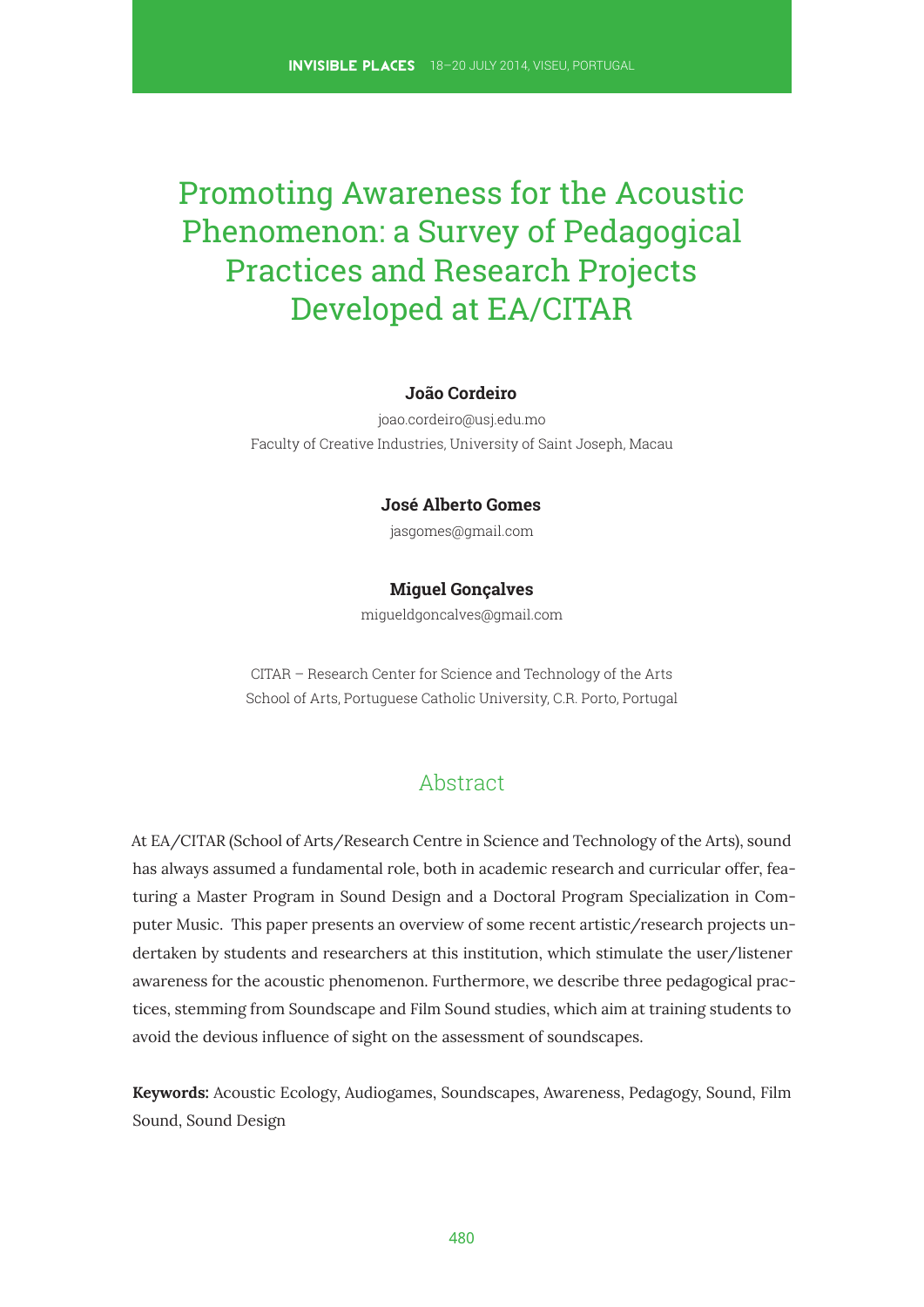# Promoting Awareness for the Acoustic Phenomenon: a Survey of Pedagogical Practices and Research Projects Developed at EA/CITAR

**João Cordeiro**

joao.cordeiro@usj.edu.mo

Faculty of Creative Industries, University of Saint Joseph, Macau

**José Alberto Gomes**

jasgomes@gmail.com

**Miguel Gonçalves**

migueldgoncalves@gmail.com

CITAR – Research Center for Science and Technology of the Arts
School of Arts, Portuguese Catholic University, C.R. Porto, Portugal

## Abstract

At EA/CITAR (School of Arts/Research Centre in Science and Technology of the Arts), sound has always assumed a fundamental role, both in academic research and curricular offer, featuring a Master Program in Sound Design and a Doctoral Program Specialization in Computer Music. This paper presents an overview of some recent artistic/research projects undertaken by students and researchers at this institution, which stimulate the user/listener awareness for the acoustic phenomenon. Furthermore, we describe three pedagogical practices, stemming from Soundscape and Film Sound studies, which aim at training students to avoid the devious influence of sight on the assessment of soundscapes.

**Keywords:** Acoustic Ecology, Audiogames, Soundscapes, Awareness, Pedagogy, Sound, Film Sound, Sound Design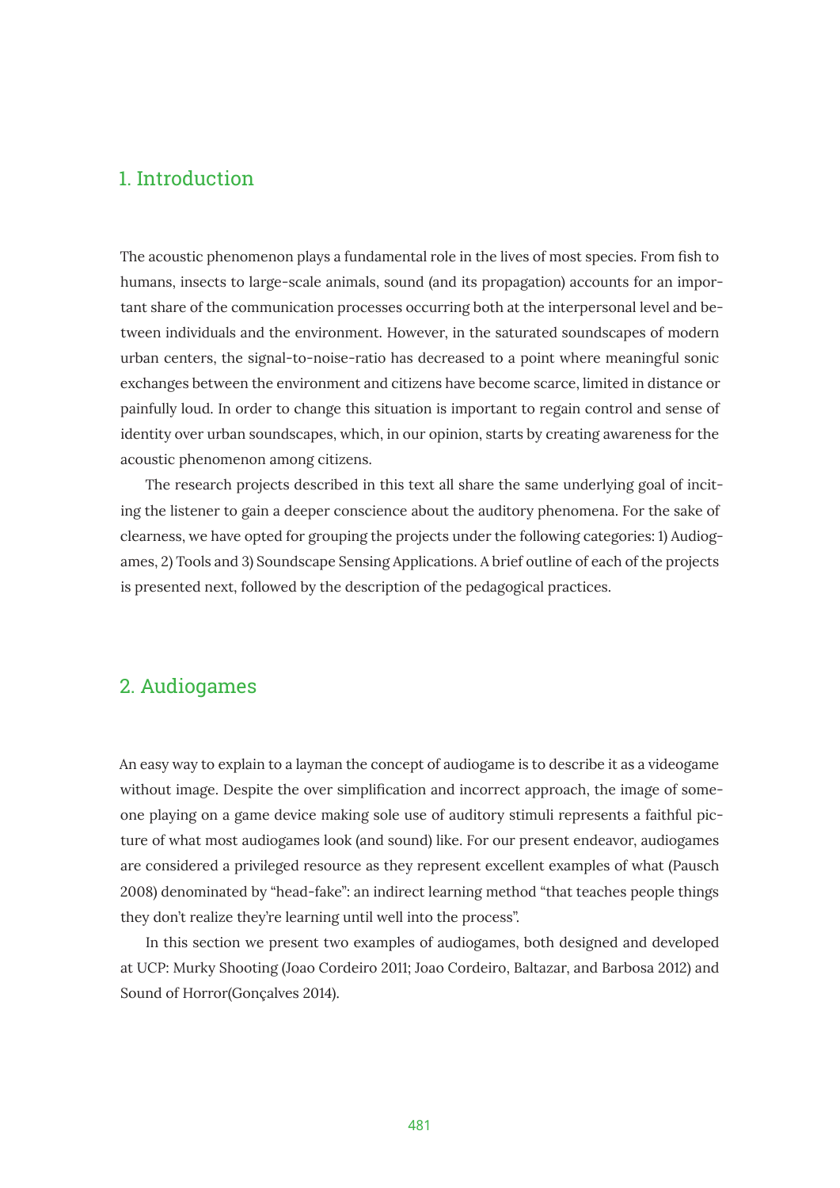## 1. Introduction

The acoustic phenomenon plays a fundamental role in the lives of most species. From fish to humans, insects to large-scale animals, sound (and its propagation) accounts for an important share of the communication processes occurring both at the interpersonal level and between individuals and the environment. However, in the saturated soundscapes of modern urban centers, the signal-to-noise-ratio has decreased to a point where meaningful sonic exchanges between the environment and citizens have become scarce, limited in distance or painfully loud. In order to change this situation is important to regain control and sense of identity over urban soundscapes, which, in our opinion, starts by creating awareness for the acoustic phenomenon among citizens.

The research projects described in this text all share the same underlying goal of inciting the listener to gain a deeper conscience about the auditory phenomena. For the sake of clearness, we have opted for grouping the projects under the following categories: 1) Audiogames, 2) Tools and 3) Soundscape Sensing Applications. A brief outline of each of the projects is presented next, followed by the description of the pedagogical practices.

## 2. Audiogames

An easy way to explain to a layman the concept of audiogame is to describe it as a videogame without image. Despite the over simplification and incorrect approach, the image of someone playing on a game device making sole use of auditory stimuli represents a faithful picture of what most audiogames look (and sound) like. For our present endeavor, audiogames are considered a privileged resource as they represent excellent examples of what (Pausch 2008) denominated by "head-fake": an indirect learning method "that teaches people things they don't realize they're learning until well into the process".

In this section we present two examples of audiogames, both designed and developed at UCP: Murky Shooting (Joao Cordeiro 2011; Joao Cordeiro, Baltazar, and Barbosa 2012) and Sound of Horror(Gonçalves 2014).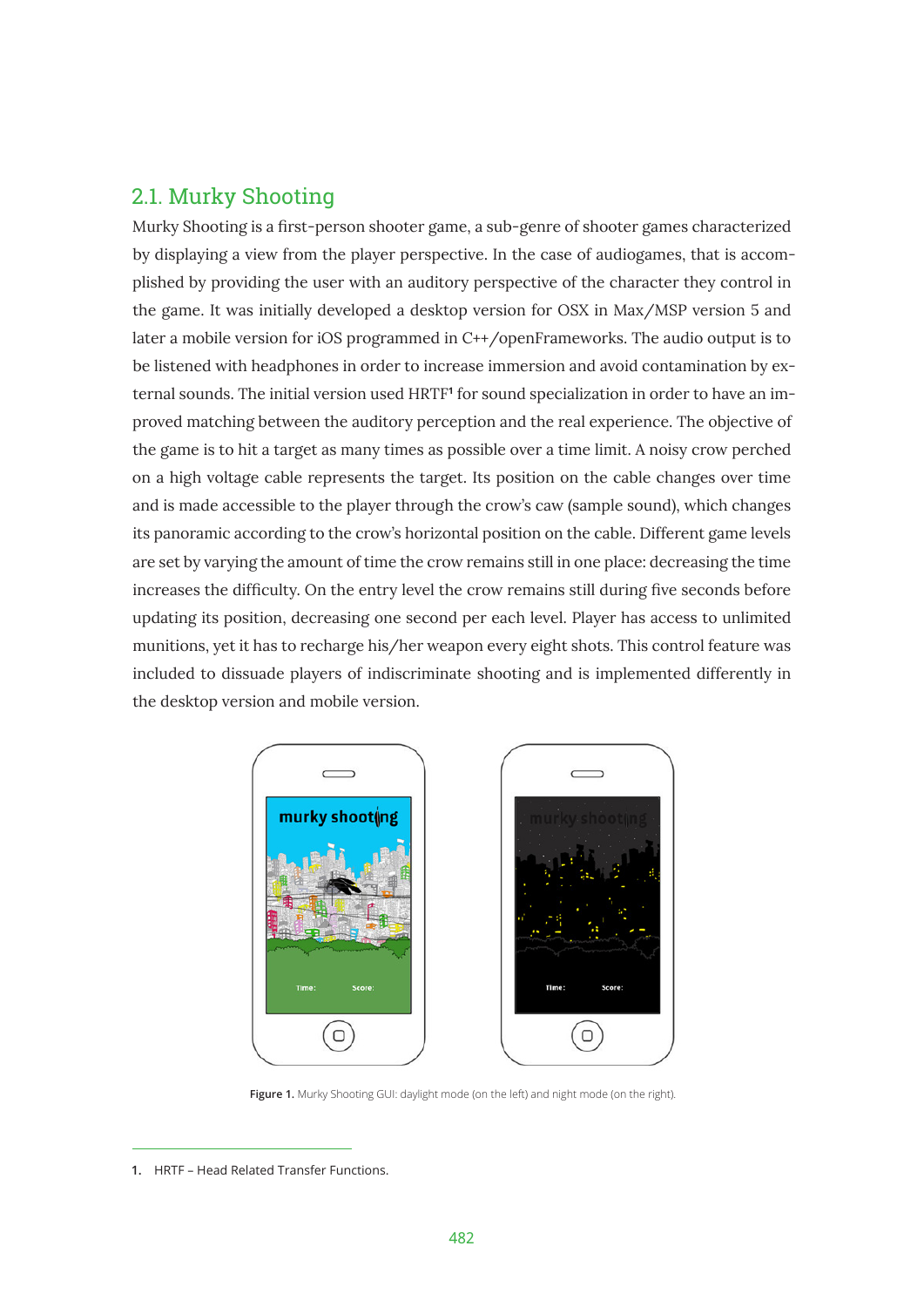## 2.1. Murky Shooting

Murky Shooting is a first-person shooter game, a sub-genre of shooter games characterized by displaying a view from the player perspective. In the case of audiogames, that is accomplished by providing the user with an auditory perspective of the character they control in the game. It was initially developed a desktop version for OSX in Max/MSP version 5 and later a mobile version for iOS programmed in C++/openFrameworks. The audio output is to be listened with headphones in order to increase immersion and avoid contamination by external sounds. The initial version used HRTF[1] for sound specialization in order to have an improved matching between the auditory perception and the real experience. The objective of the game is to hit a target as many times as possible over a time limit. A noisy crow perched on a high voltage cable represents the target. Its position on the cable changes over time and is made accessible to the player through the crow's caw (sample sound), which changes its panoramic according to the crow's horizontal position on the cable. Different game levels are set by varying the amount of time the crow remains still in one place: decreasing the time increases the difficulty. On the entry level the crow remains still during five seconds before updating its position, decreasing one second per each level. Player has access to unlimited munitions, yet it has to recharge his/her weapon every eight shots. This control feature was included to dissuade players of indiscriminate shooting and is implemented differently in the desktop version and mobile version.

**Figure 1.** Murky Shooting GUI: daylight mode (on the left) and night mode (on the right).

1. HRTF – Head Related Transfer Functions.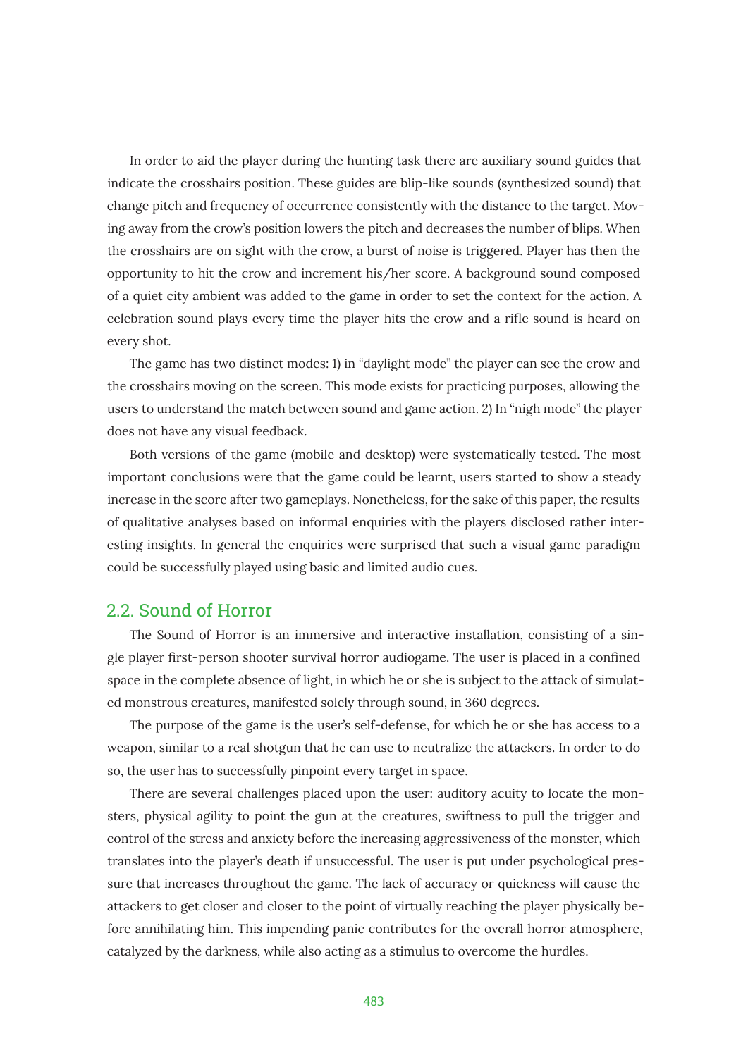In order to aid the player during the hunting task there are auxiliary sound guides that indicate the crosshairs position. These guides are blip-like sounds (synthesized sound) that change pitch and frequency of occurrence consistently with the distance to the target. Moving away from the crow's position lowers the pitch and decreases the number of blips. When the crosshairs are on sight with the crow, a burst of noise is triggered. Player has then the opportunity to hit the crow and increment his/her score. A background sound composed of a quiet city ambient was added to the game in order to set the context for the action. A celebration sound plays every time the player hits the crow and a rifle sound is heard on every shot.

The game has two distinct modes: 1) in "daylight mode" the player can see the crow and the crosshairs moving on the screen. This mode exists for practicing purposes, allowing the users to understand the match between sound and game action. 2) In "nigh mode" the player does not have any visual feedback.

Both versions of the game (mobile and desktop) were systematically tested. The most important conclusions were that the game could be learnt, users started to show a steady increase in the score after two gameplays. Nonetheless, for the sake of this paper, the results of qualitative analyses based on informal enquiries with the players disclosed rather interesting insights. In general the enquiries were surprised that such a visual game paradigm could be successfully played using basic and limited audio cues.

## 2.2. Sound of Horror

The Sound of Horror is an immersive and interactive installation, consisting of a single player first-person shooter survival horror audiogame. The user is placed in a confined space in the complete absence of light, in which he or she is subject to the attack of simulated monstrous creatures, manifested solely through sound, in 360 degrees.

The purpose of the game is the user's self-defense, for which he or she has access to a weapon, similar to a real shotgun that he can use to neutralize the attackers. In order to do so, the user has to successfully pinpoint every target in space.

There are several challenges placed upon the user: auditory acuity to locate the monsters, physical agility to point the gun at the creatures, swiftness to pull the trigger and control of the stress and anxiety before the increasing aggressiveness of the monster, which translates into the player's death if unsuccessful. The user is put under psychological pressure that increases throughout the game. The lack of accuracy or quickness will cause the attackers to get closer and closer to the point of virtually reaching the player physically before annihilating him. This impending panic contributes for the overall horror atmosphere, catalyzed by the darkness, while also acting as a stimulus to overcome the hurdles.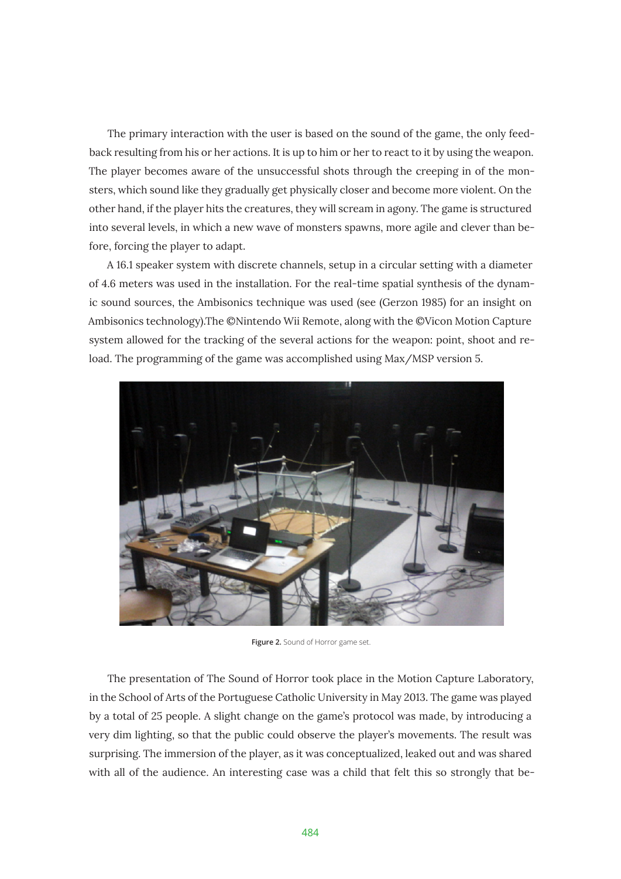The primary interaction with the user is based on the sound of the game, the only feedback resulting from his or her actions. It is up to him or her to react to it by using the weapon. The player becomes aware of the unsuccessful shots through the creeping in of the monsters, which sound like they gradually get physically closer and become more violent. On the other hand, if the player hits the creatures, they will scream in agony. The game is structured into several levels, in which a new wave of monsters spawns, more agile and clever than before, forcing the player to adapt.

A 16.1 speaker system with discrete channels, setup in a circular setting with a diameter of 4.6 meters was used in the installation. For the real-time spatial synthesis of the dynamic sound sources, the Ambisonics technique was used (see (Gerzon 1985) for an insight on Ambisonics technology).The ©Nintendo Wii Remote, along with the ©Vicon Motion Capture system allowed for the tracking of the several actions for the weapon: point, shoot and reload. The programming of the game was accomplished using Max/MSP version 5.

**Figure 2.** Sound of Horror game set.

The presentation of The Sound of Horror took place in the Motion Capture Laboratory, in the School of Arts of the Portuguese Catholic University in May 2013. The game was played by a total of 25 people. A slight change on the game's protocol was made, by introducing a very dim lighting, so that the public could observe the player's movements. The result was surprising. The immersion of the player, as it was conceptualized, leaked out and was shared with all of the audience. An interesting case was a child that felt this so strongly that be-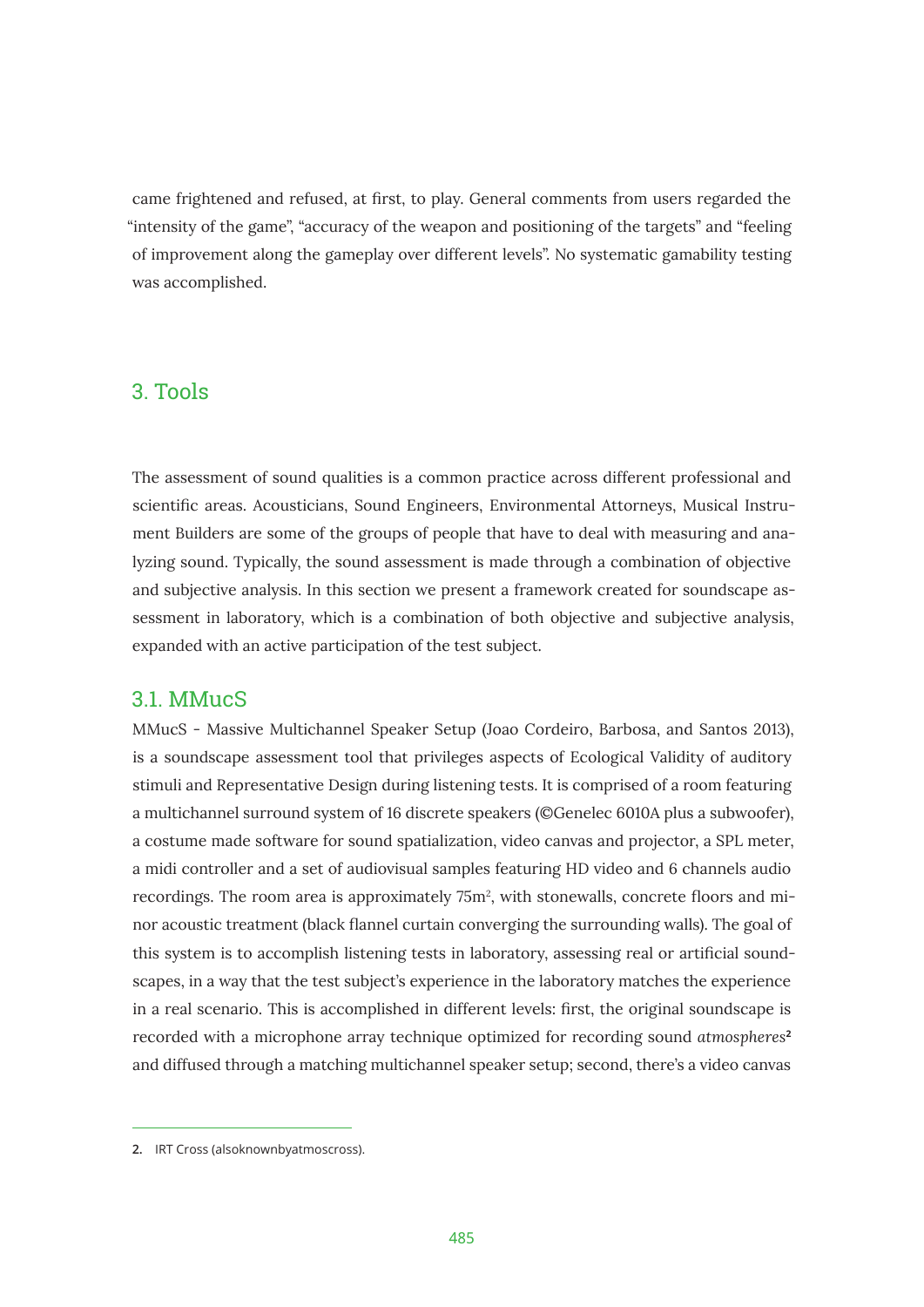came frightened and refused, at first, to play. General comments from users regarded the "intensity of the game", "accuracy of the weapon and positioning of the targets" and "feeling of improvement along the gameplay over different levels". No systematic gamability testing was accomplished.

## 3. Tools

The assessment of sound qualities is a common practice across different professional and scientific areas. Acousticians, Sound Engineers, Environmental Attorneys, Musical Instrument Builders are some of the groups of people that have to deal with measuring and analyzing sound. Typically, the sound assessment is made through a combination of objective and subjective analysis. In this section we present a framework created for soundscape assessment in laboratory, which is a combination of both objective and subjective analysis, expanded with an active participation of the test subject.

### 3.1. MMucS

MMucS - Massive Multichannel Speaker Setup (Joao Cordeiro, Barbosa, and Santos 2013), is a soundscape assessment tool that privileges aspects of Ecological Validity of auditory stimuli and Representative Design during listening tests. It is comprised of a room featuring a multichannel surround system of 16 discrete speakers (©Genelec 6010A plus a subwoofer), a costume made software for sound spatialization, video canvas and projector, a SPL meter, a midi controller and a set of audiovisual samples featuring HD video and 6 channels audio recordings. The room area is approximately 75m$^2$, with stonewalls, concrete floors and minor acoustic treatment (black flannel curtain converging the surrounding walls). The goal of this system is to accomplish listening tests in laboratory, assessing real or artificial soundscapes, in a way that the test subject's experience in the laboratory matches the experience in a real scenario. This is accomplished in different levels: first, the original soundscape is recorded with a microphone array technique optimized for recording sound *atmospheres*[2] and diffused through a matching multichannel speaker setup; second, there's a video canvas

2. IRT Cross (alsoknownbyatmoscross).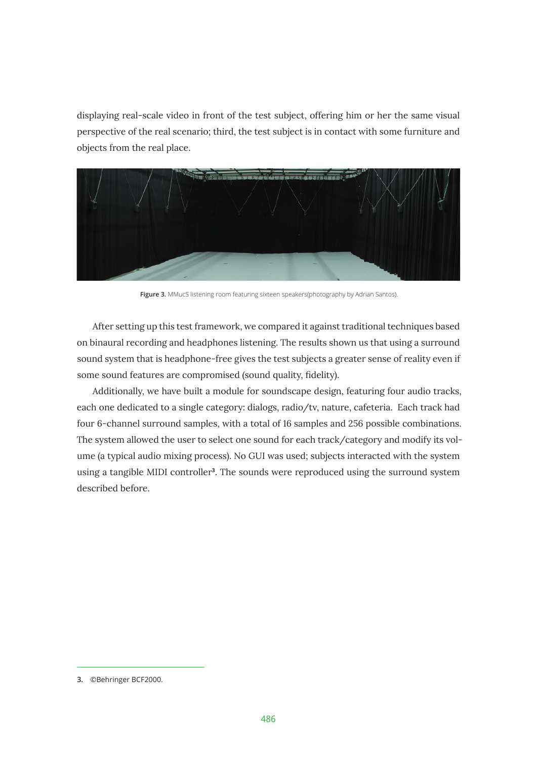displaying real-scale video in front of the test subject, offering him or her the same visual perspective of the real scenario; third, the test subject is in contact with some furniture and objects from the real place.

**Figure 3.** MMucS listening room featuring sixteen speakers(photography by Adrian Santos).

After setting up this test framework, we compared it against traditional techniques based on binaural recording and headphones listening. The results shown us that using a surround sound system that is headphone-free gives the test subjects a greater sense of reality even if some sound features are compromised (sound quality, fidelity).

Additionally, we have built a module for soundscape design, featuring four audio tracks, each one dedicated to a single category: dialogs, radio/tv, nature, cafeteria. Each track had four 6-channel surround samples, with a total of 16 samples and 256 possible combinations. The system allowed the user to select one sound for each track/category and modify its volume (a typical audio mixing process). No GUI was used; subjects interacted with the system using a tangible MIDI controller[3]. The sounds were reproduced using the surround system described before.

---

**3.** ©Behringer BCF2000.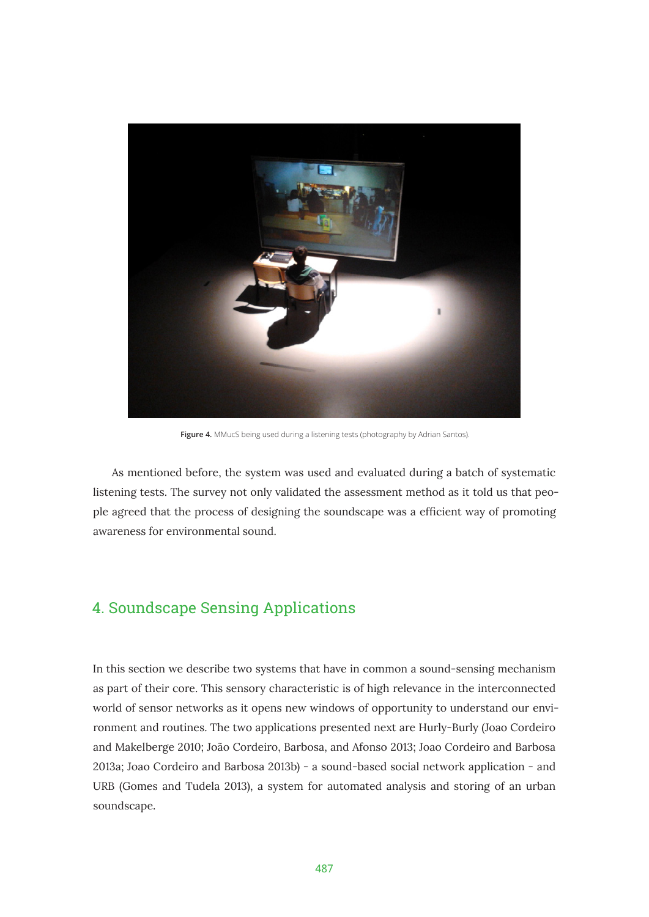**Figure 4.** MMucS being used during a listening tests (photography by Adrian Santos).

As mentioned before, the system was used and evaluated during a batch of systematic listening tests. The survey not only validated the assessment method as it told us that people agreed that the process of designing the soundscape was a efficient way of promoting awareness for environmental sound.

## 4. Soundscape Sensing Applications

In this section we describe two systems that have in common a sound-sensing mechanism as part of their core. This sensory characteristic is of high relevance in the interconnected world of sensor networks as it opens new windows of opportunity to understand our environment and routines. The two applications presented next are Hurly-Burly (Joao Cordeiro and Makelberge 2010; João Cordeiro, Barbosa, and Afonso 2013; Joao Cordeiro and Barbosa 2013a; Joao Cordeiro and Barbosa 2013b) - a sound-based social network application - and URB (Gomes and Tudela 2013), a system for automated analysis and storing of an urban soundscape.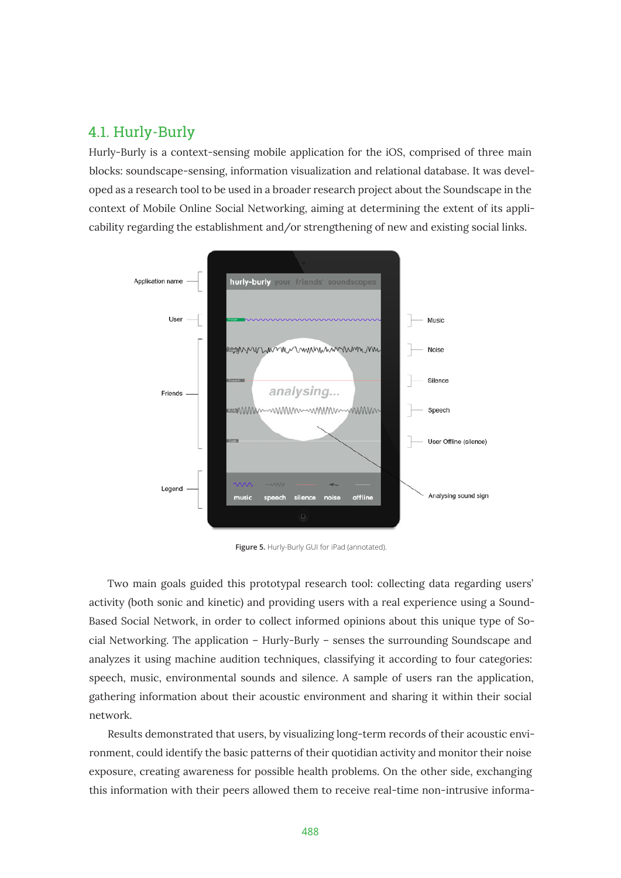### 4.1. Hurly-Burly

Hurly-Burly is a context-sensing mobile application for the iOS, comprised of three main blocks: soundscape-sensing, information visualization and relational database. It was developed as a research tool to be used in a broader research project about the Soundscape in the context of Mobile Online Social Networking, aiming at determining the extent of its applicability regarding the establishment and/or strengthening of new and existing social links.

**Figure 5.** Hurly-Burly GUI for iPad (annotated).

Two main goals guided this prototypal research tool: collecting data regarding users' activity (both sonic and kinetic) and providing users with a real experience using a Sound-Based Social Network, in order to collect informed opinions about this unique type of Social Networking. The application – Hurly-Burly – senses the surrounding Soundscape and analyzes it using machine audition techniques, classifying it according to four categories: speech, music, environmental sounds and silence. A sample of users ran the application, gathering information about their acoustic environment and sharing it within their social network.

Results demonstrated that users, by visualizing long-term records of their acoustic environment, could identify the basic patterns of their quotidian activity and monitor their noise exposure, creating awareness for possible health problems. On the other side, exchanging this information with their peers allowed them to receive real-time non-intrusive informa-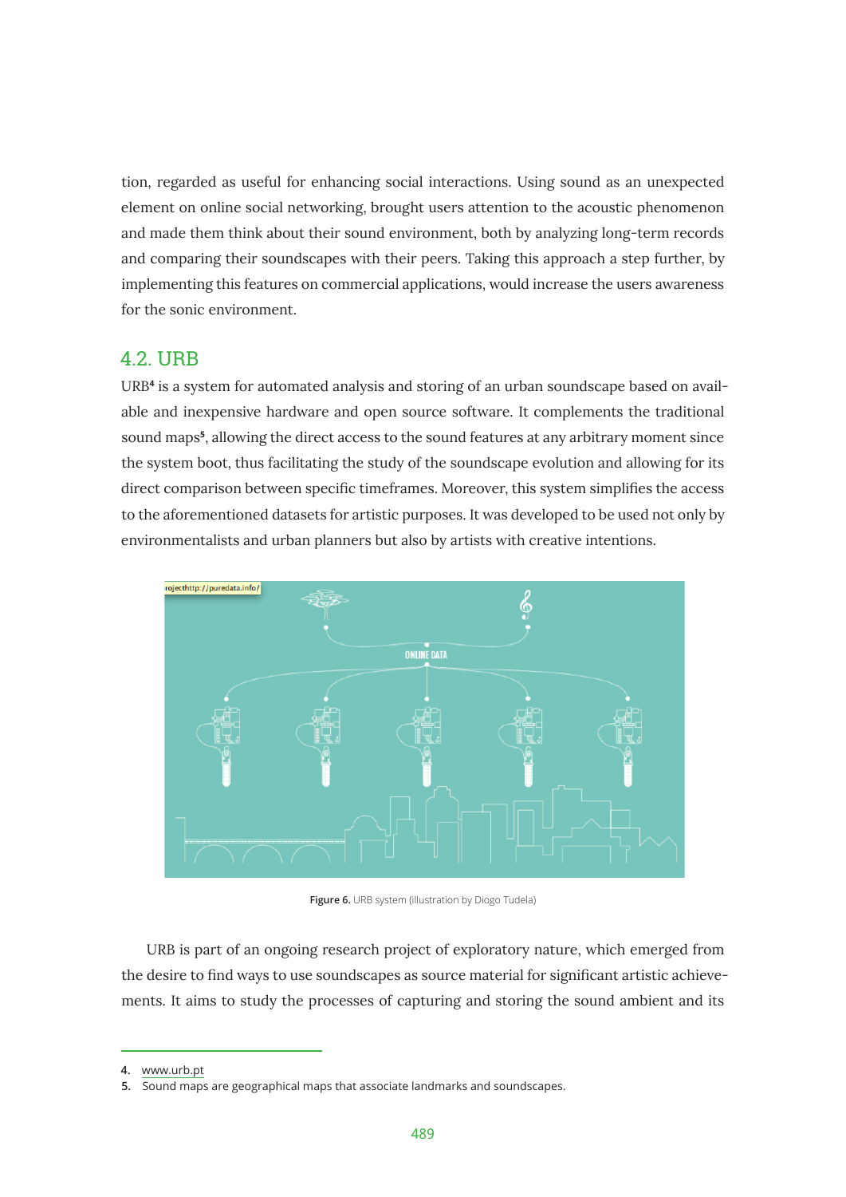tion, regarded as useful for enhancing social interactions. Using sound as an unexpected element on online social networking, brought users attention to the acoustic phenomenon and made them think about their sound environment, both by analyzing long-term records and comparing their soundscapes with their peers. Taking this approach a step further, by implementing this features on commercial applications, would increase the users awareness for the sonic environment.

## 4.2. URB

URB[4] is a system for automated analysis and storing of an urban soundscape based on available and inexpensive hardware and open source software. It complements the traditional sound maps[5], allowing the direct access to the sound features at any arbitrary moment since the system boot, thus facilitating the study of the soundscape evolution and allowing for its direct comparison between specific timeframes. Moreover, this system simplifies the access to the aforementioned datasets for artistic purposes. It was developed to be used not only by environmentalists and urban planners but also by artists with creative intentions.

**Figure 6.** URB system (illustration by Diogo Tudela)

URB is part of an ongoing research project of exploratory nature, which emerged from the desire to find ways to use soundscapes as source material for significant artistic achievements. It aims to study the processes of capturing and storing the sound ambient and its

4. www.urb.pt
5. Sound maps are geographical maps that associate landmarks and soundscapes.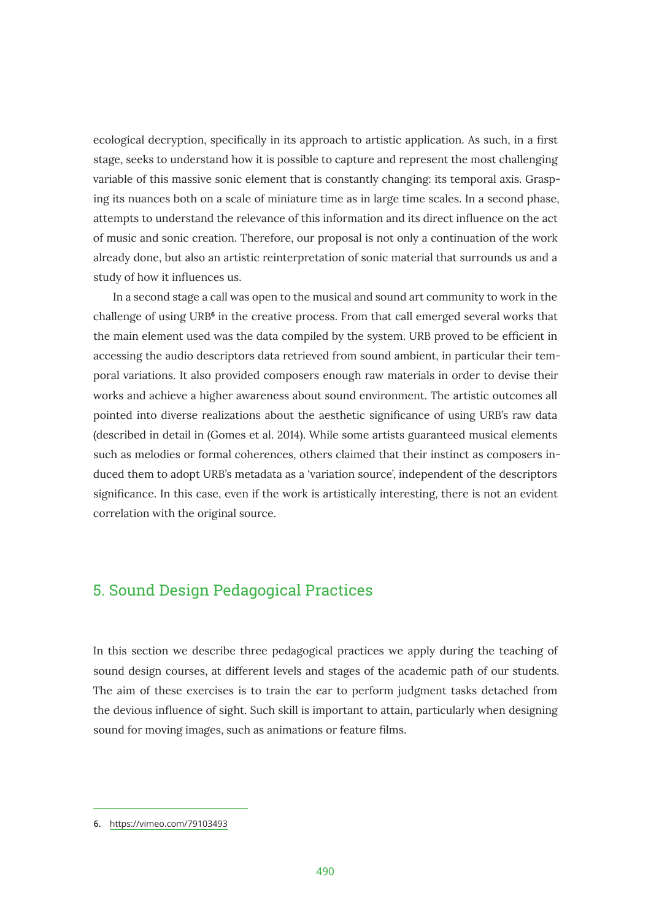ecological decryption, specifically in its approach to artistic application. As such, in a first stage, seeks to understand how it is possible to capture and represent the most challenging variable of this massive sonic element that is constantly changing: its temporal axis. Grasping its nuances both on a scale of miniature time as in large time scales. In a second phase, attempts to understand the relevance of this information and its direct influence on the act of music and sonic creation. Therefore, our proposal is not only a continuation of the work already done, but also an artistic reinterpretation of sonic material that surrounds us and a study of how it influences us.

In a second stage a call was open to the musical and sound art community to work in the challenge of using URB[6] in the creative process. From that call emerged several works that the main element used was the data compiled by the system. URB proved to be efficient in accessing the audio descriptors data retrieved from sound ambient, in particular their temporal variations. It also provided composers enough raw materials in order to devise their works and achieve a higher awareness about sound environment. The artistic outcomes all pointed into diverse realizations about the aesthetic significance of using URB's raw data (described in detail in (Gomes et al. 2014). While some artists guaranteed musical elements such as melodies or formal coherences, others claimed that their instinct as composers induced them to adopt URB's metadata as a 'variation source', independent of the descriptors significance. In this case, even if the work is artistically interesting, there is not an evident correlation with the original source.

## 5. Sound Design Pedagogical Practices

In this section we describe three pedagogical practices we apply during the teaching of sound design courses, at different levels and stages of the academic path of our students. The aim of these exercises is to train the ear to perform judgment tasks detached from the devious influence of sight. Such skill is important to attain, particularly when designing sound for moving images, such as animations or feature films.

---

6. https://vimeo.com/79103493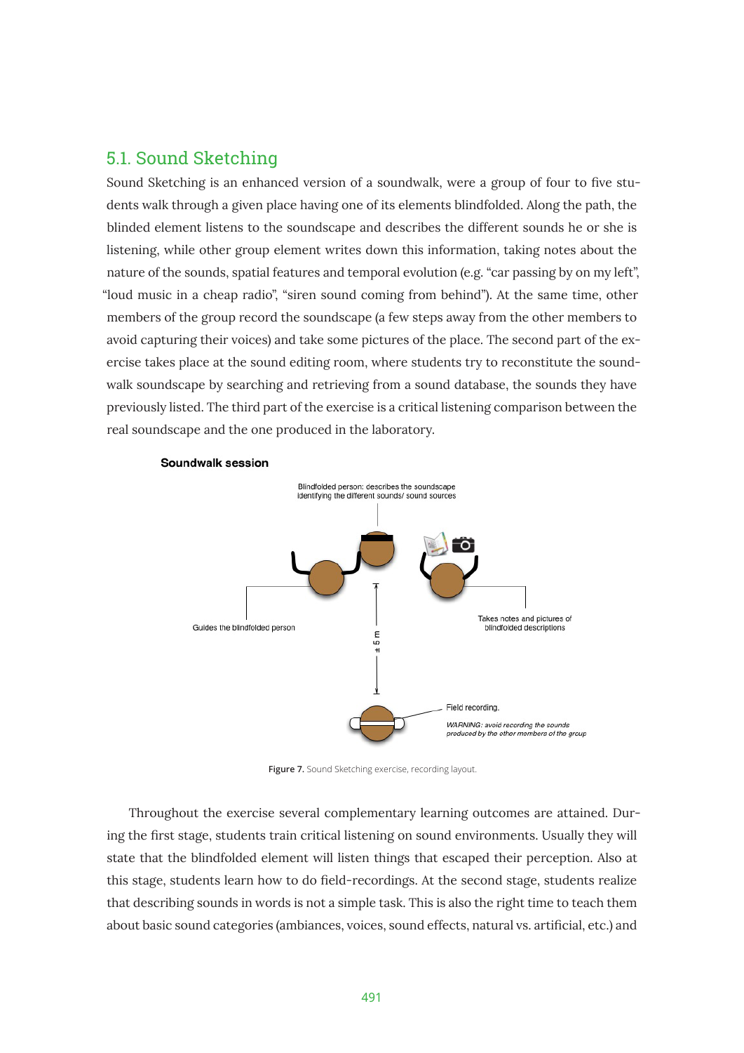## 5.1. Sound Sketching

Sound Sketching is an enhanced version of a soundwalk, were a group of four to five students walk through a given place having one of its elements blindfolded. Along the path, the blinded element listens to the soundscape and describes the different sounds he or she is listening, while other group element writes down this information, taking notes about the nature of the sounds, spatial features and temporal evolution (e.g. "car passing by on my left", "loud music in a cheap radio", "siren sound coming from behind"). At the same time, other members of the group record the soundscape (a few steps away from the other members to avoid capturing their voices) and take some pictures of the place. The second part of the exercise takes place at the sound editing room, where students try to reconstitute the soundwalk soundscape by searching and retrieving from a sound database, the sounds they have previously listed. The third part of the exercise is a critical listening comparison between the real soundscape and the one produced in the laboratory.

**Figure 7.** Sound Sketching exercise, recording layout.

Throughout the exercise several complementary learning outcomes are attained. During the first stage, students train critical listening on sound environments. Usually they will state that the blindfolded element will listen things that escaped their perception. Also at this stage, students learn how to do field-recordings. At the second stage, students realize that describing sounds in words is not a simple task. This is also the right time to teach them about basic sound categories (ambiances, voices, sound effects, natural vs. artificial, etc.) and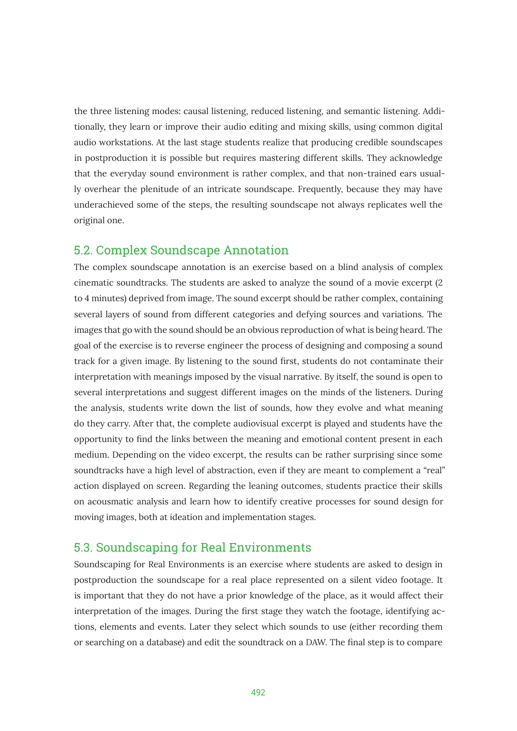the three listening modes: causal listening, reduced listening, and semantic listening. Additionally, they learn or improve their audio editing and mixing skills, using common digital audio workstations. At the last stage students realize that producing credible soundscapes in postproduction it is possible but requires mastering different skills. They acknowledge that the everyday sound environment is rather complex, and that non-trained ears usually overhear the plenitude of an intricate soundscape. Frequently, because they may have underachieved some of the steps, the resulting soundscape not always replicates well the original one.

## 5.2. Complex Soundscape Annotation

The complex soundscape annotation is an exercise based on a blind analysis of complex cinematic soundtracks. The students are asked to analyze the sound of a movie excerpt (2 to 4 minutes) deprived from image. The sound excerpt should be rather complex, containing several layers of sound from different categories and defying sources and variations. The images that go with the sound should be an obvious reproduction of what is being heard. The goal of the exercise is to reverse engineer the process of designing and composing a sound track for a given image. By listening to the sound first, students do not contaminate their interpretation with meanings imposed by the visual narrative. By itself, the sound is open to several interpretations and suggest different images on the minds of the listeners. During the analysis, students write down the list of sounds, how they evolve and what meaning do they carry. After that, the complete audiovisual excerpt is played and students have the opportunity to find the links between the meaning and emotional content present in each medium. Depending on the video excerpt, the results can be rather surprising since some soundtracks have a high level of abstraction, even if they are meant to complement a "real" action displayed on screen. Regarding the leaning outcomes, students practice their skills on acousmatic analysis and learn how to identify creative processes for sound design for moving images, both at ideation and implementation stages.

## 5.3. Soundscaping for Real Environments

Soundscaping for Real Environments is an exercise where students are asked to design in postproduction the soundscape for a real place represented on a silent video footage. It is important that they do not have a prior knowledge of the place, as it would affect their interpretation of the images. During the first stage they watch the footage, identifying actions, elements and events. Later they select which sounds to use (either recording them or searching on a database) and edit the soundtrack on a DAW. The final step is to compare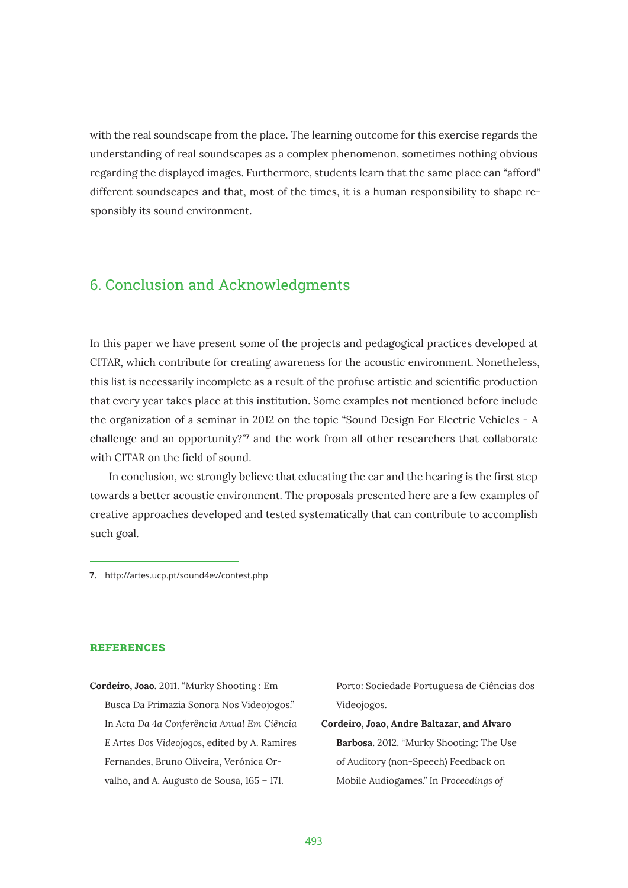with the real soundscape from the place. The learning outcome for this exercise regards the understanding of real soundscapes as a complex phenomenon, sometimes nothing obvious regarding the displayed images. Furthermore, students learn that the same place can "afford" different soundscapes and that, most of the times, it is a human responsibility to shape responsibly its sound environment.

## 6. Conclusion and Acknowledgments

In this paper we have present some of the projects and pedagogical practices developed at CITAR, which contribute for creating awareness for the acoustic environment. Nonetheless, this list is necessarily incomplete as a result of the profuse artistic and scientific production that every year takes place at this institution. Some examples not mentioned before include the organization of a seminar in 2012 on the topic "Sound Design For Electric Vehicles - A challenge and an opportunity?"[7] and the work from all other researchers that collaborate with CITAR on the field of sound.

In conclusion, we strongly believe that educating the ear and the hearing is the first step towards a better acoustic environment. The proposals presented here are a few examples of creative approaches developed and tested systematically that can contribute to accomplish such goal.

7. http://artes.ucp.pt/sound4ev/contest.php

### REFERENCES

**Cordeiro, Joao.** 2011. "Murky Shooting : Em Busca Da Primazia Sonora Nos Videojogos." In *Acta Da 4a Conferência Anual Em Ciência E Artes Dos Videojogos*, edited by A. Ramires Fernandes, Bruno Oliveira, Verónica Orvalho, and A. Augusto de Sousa, 165 – 171. Porto: Sociedade Portuguesa de Ciências dos Videojogos.

**Cordeiro, Joao, Andre Baltazar, and Alvaro Barbosa.** 2012. "Murky Shooting: The Use of Auditory (non-Speech) Feedback on Mobile Audiogames." In *Proceedings of*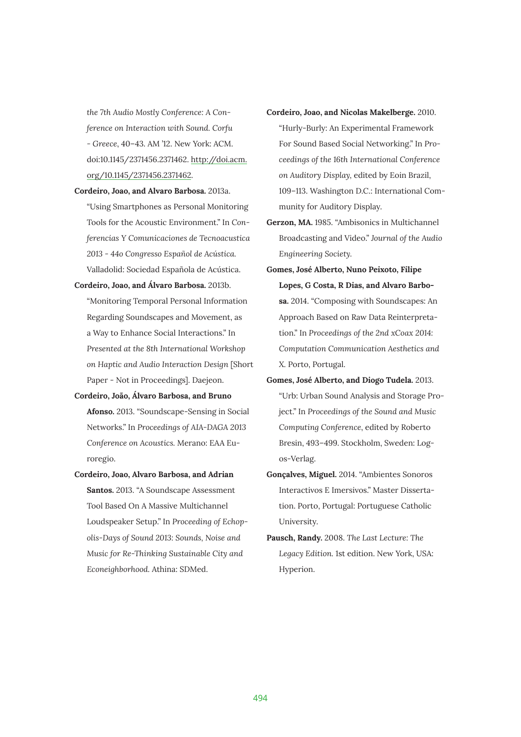*the 7th Audio Mostly Conference: A Conference on Interaction with Sound. Corfu - Greece*, 40–43. AM '12. New York: ACM. doi:10.1145/2371456.2371462. http://doi.acm.org/10.1145/2371456.2371462.

**Cordeiro, Joao, and Alvaro Barbosa.** 2013a. "Using Smartphones as Personal Monitoring Tools for the Acoustic Environment." In *Conferencias Y Comunicaciones de Tecnoacustica 2013 - 44o Congresso Español de Acústica.* Valladolid: Sociedad Española de Acústica.

**Cordeiro, Joao, and Álvaro Barbosa.** 2013b. "Monitoring Temporal Personal Information Regarding Soundscapes and Movement, as a Way to Enhance Social Interactions." In *Presented at the 8th International Workshop on Haptic and Audio Interaction Design* [Short Paper - Not in Proceedings]. Daejeon.

**Cordeiro, João, Álvaro Barbosa, and Bruno Afonso.** 2013. "Soundscape-Sensing in Social Networks." In *Proceedings of AIA-DAGA 2013 Conference on Acoustics.* Merano: EAA Euroregio.

**Cordeiro, Joao, Alvaro Barbosa, and Adrian Santos.** 2013. "A Soundscape Assessment Tool Based On A Massive Multichannel Loudspeaker Setup." In *Proceeding of Echopolis-Days of Sound 2013: Sounds, Noise and Music for Re-Thinking Sustainable City and Econeighborhood.* Athina: SDMed.

**Cordeiro, Joao, and Nicolas Makelberge.** 2010. "Hurly-Burly: An Experimental Framework For Sound Based Social Networking." In *Proceedings of the 16th International Conference on Auditory Display*, edited by Eoin Brazil, 109–113. Washington D.C.: International Community for Auditory Display.

**Gerzon, MA.** 1985. "Ambisonics in Multichannel Broadcasting and Video." *Journal of the Audio Engineering Society.*

**Gomes, José Alberto, Nuno Peixoto, Filipe Lopes, G Costa, R Dias, and Alvaro Barbosa.** 2014. "Composing with Soundscapes: An Approach Based on Raw Data Reinterpretation." In *Proceedings of the 2nd xCoax 2014: Computation Communication Aesthetics and* X. Porto, Portugal.

**Gomes, José Alberto, and Diogo Tudela.** 2013. "Urb: Urban Sound Analysis and Storage Project." In *Proceedings of the Sound and Music Computing Conference*, edited by Roberto Bresin, 493–499. Stockholm, Sweden: Logos-Verlag.

**Gonçalves, Miguel.** 2014. "Ambientes Sonoros Interactivos E Imersivos." Master Dissertation. Porto, Portugal: Portuguese Catholic University.

**Pausch, Randy.** 2008. *The Last Lecture: The Legacy Edition.* 1st edition. New York, USA: Hyperion.